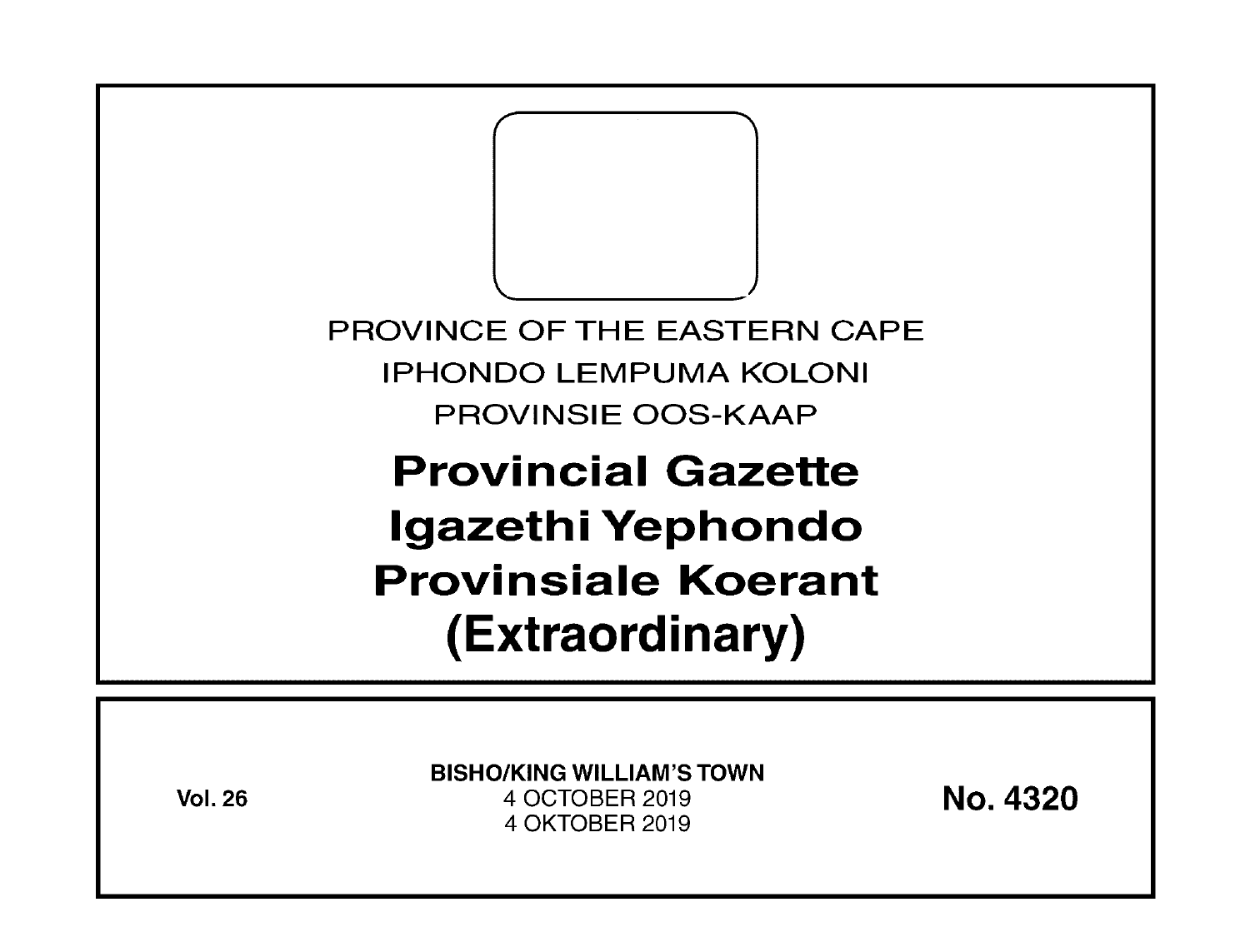PROVINCE OF THE EASTERN CAPE

IPHONDO LEMPUMA KOLONI

PROVINSIE OOS-KAAP

# Provincial Gazette
# Igazethi Yephondo
# Provinsiale Koerant
# (Extraordinary)

**Vol. 26**

**BISHO/KING WILLIAM'S TOWN**

4 OCTOBER 2019

4 OKTOBER 2019

**No. 4320**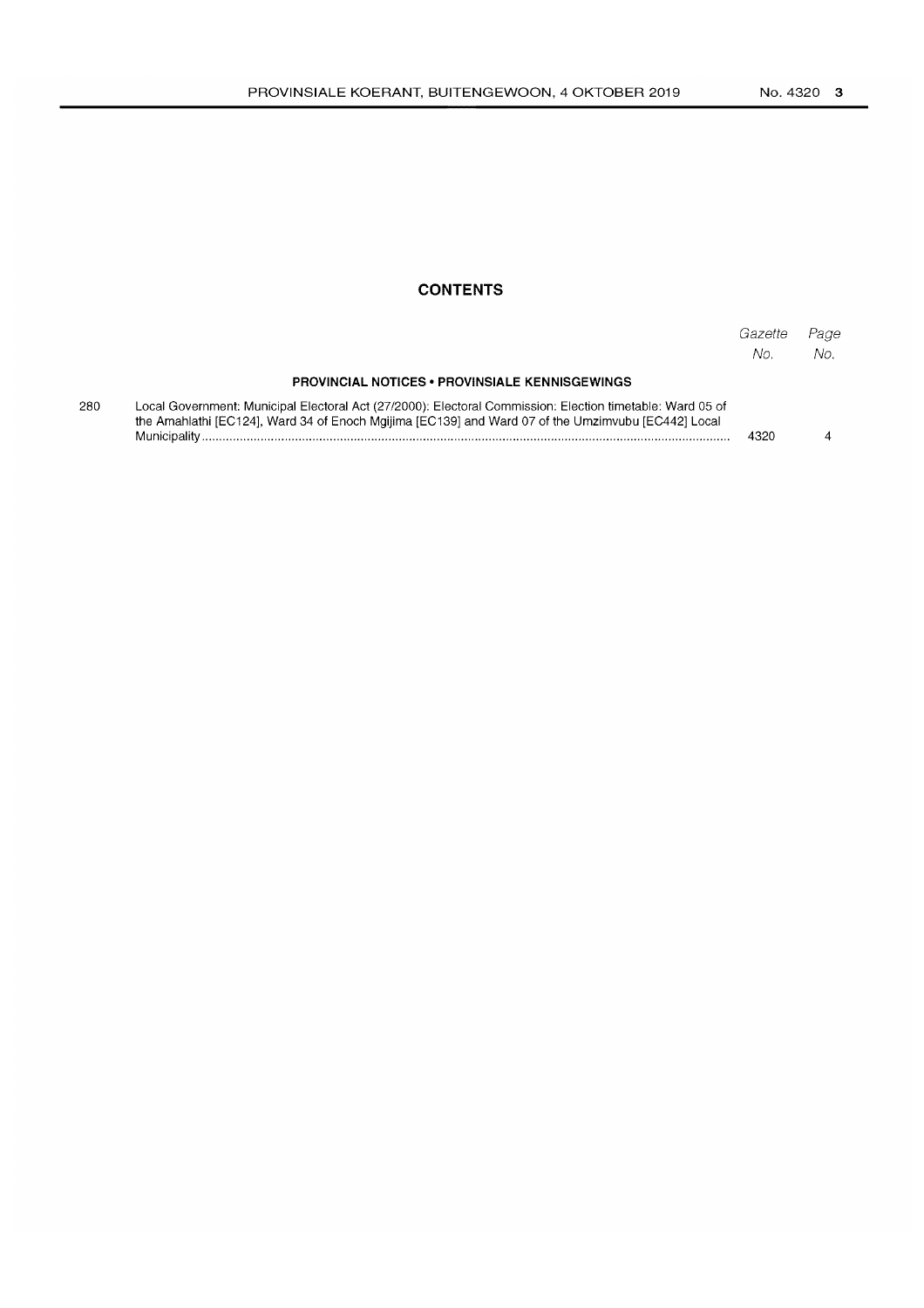## CONTENTS

| | | Gazette No. | Page No. |
|---|---|---|---|
| | **PROVINCIAL NOTICES • PROVINSIALE KENNISGEWINGS** | | |
| 280 | Local Government: Municipal Electoral Act (27/2000): Electoral Commission: Election timetable: Ward 05 of the Amahlathi [EC124], Ward 34 of Enoch Mgijima [EC139] and Ward 07 of the Umzimvubu [EC442] Local Municipality | 4320 | 4 |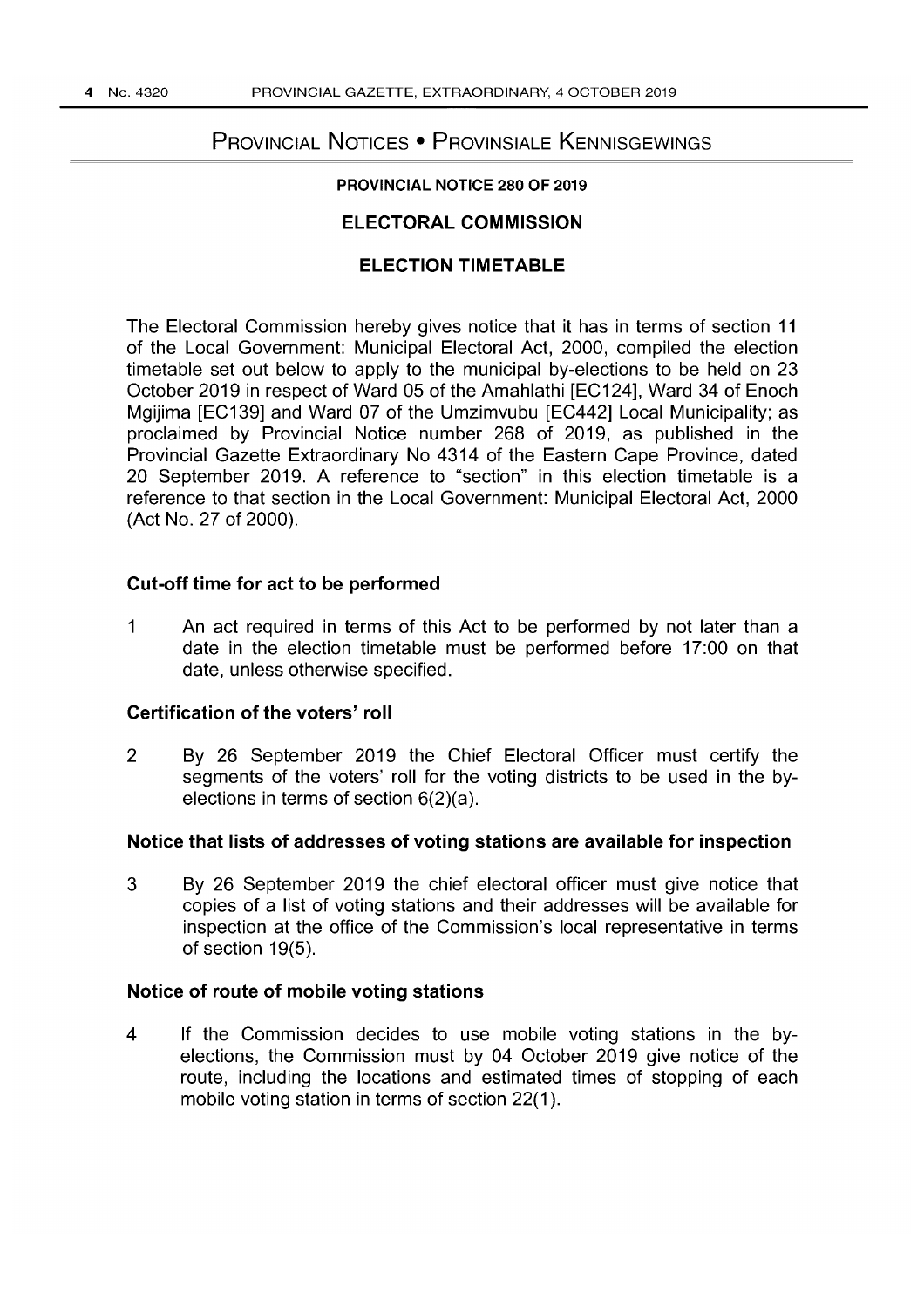# Provincial Notices • Provinsiale Kennisgewings

**PROVINCIAL NOTICE 280 OF 2019**

## ELECTORAL COMMISSION

## ELECTION TIMETABLE

The Electoral Commission hereby gives notice that it has in terms of section 11 of the Local Government: Municipal Electoral Act, 2000, compiled the election timetable set out below to apply to the municipal by-elections to be held on 23 October 2019 in respect of Ward 05 of the Amahlathi [EC124], Ward 34 of Enoch Mgijima [EC139] and Ward 07 of the Umzimvubu [EC442] Local Municipality; as proclaimed by Provincial Notice number 268 of 2019, as published in the Provincial Gazette Extraordinary No 4314 of the Eastern Cape Province, dated 20 September 2019. A reference to "section" in this election timetable is a reference to that section in the Local Government: Municipal Electoral Act, 2000 (Act No. 27 of 2000).

### Cut-off time for act to be performed

1 An act required in terms of this Act to be performed by not later than a date in the election timetable must be performed before 17:00 on that date, unless otherwise specified.

### Certification of the voters' roll

2 By 26 September 2019 the Chief Electoral Officer must certify the segments of the voters' roll for the voting districts to be used in the by-elections in terms of section 6(2)(a).

### Notice that lists of addresses of voting stations are available for inspection

3 By 26 September 2019 the chief electoral officer must give notice that copies of a list of voting stations and their addresses will be available for inspection at the office of the Commission's local representative in terms of section 19(5).

### Notice of route of mobile voting stations

4 If the Commission decides to use mobile voting stations in the by-elections, the Commission must by 04 October 2019 give notice of the route, including the locations and estimated times of stopping of each mobile voting station in terms of section 22(1).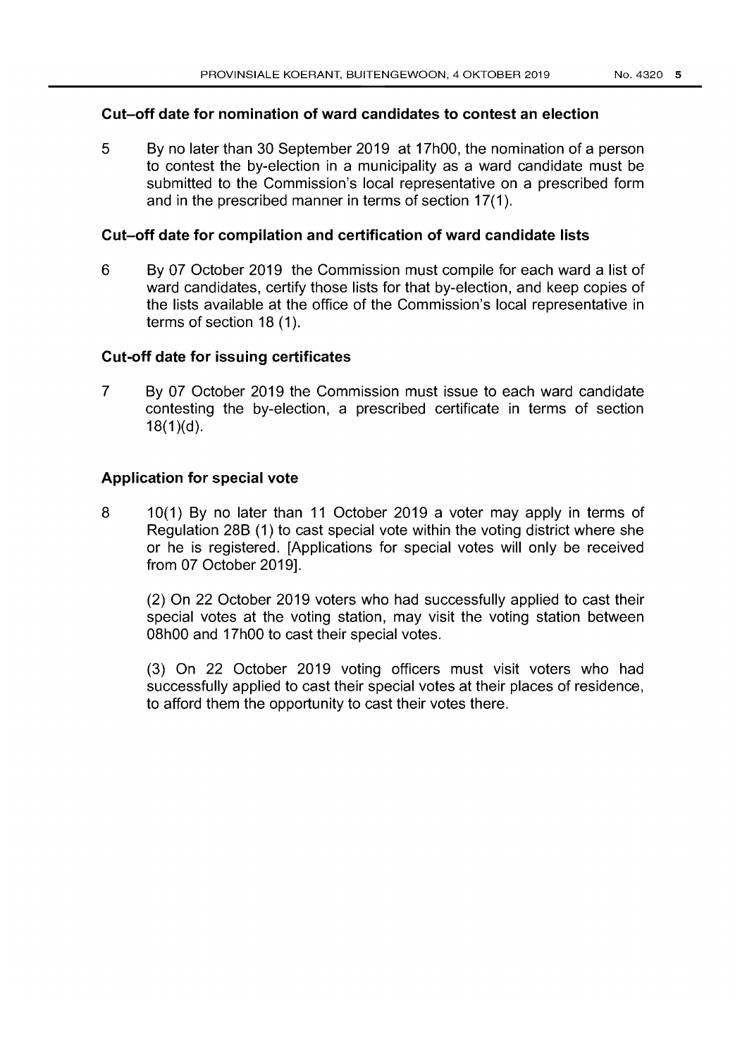### Cut–off date for nomination of ward candidates to contest an election

5 By no later than 30 September 2019 at 17h00, the nomination of a person to contest the by-election in a municipality as a ward candidate must be submitted to the Commission's local representative on a prescribed form and in the prescribed manner in terms of section 17(1).

### Cut–off date for compilation and certification of ward candidate lists

6 By 07 October 2019 the Commission must compile for each ward a list of ward candidates, certify those lists for that by-election, and keep copies of the lists available at the office of the Commission's local representative in terms of section 18 (1).

### Cut-off date for issuing certificates

7 By 07 October 2019 the Commission must issue to each ward candidate contesting the by-election, a prescribed certificate in terms of section 18(1)(d).

### Application for special vote

8 10(1) By no later than 11 October 2019 a voter may apply in terms of Regulation 28B (1) to cast special vote within the voting district where she or he is registered. [Applications for special votes will only be received from 07 October 2019].

(2) On 22 October 2019 voters who had successfully applied to cast their special votes at the voting station, may visit the voting station between 08h00 and 17h00 to cast their special votes.

(3) On 22 October 2019 voting officers must visit voters who had successfully applied to cast their special votes at their places of residence, to afford them the opportunity to cast their votes there.